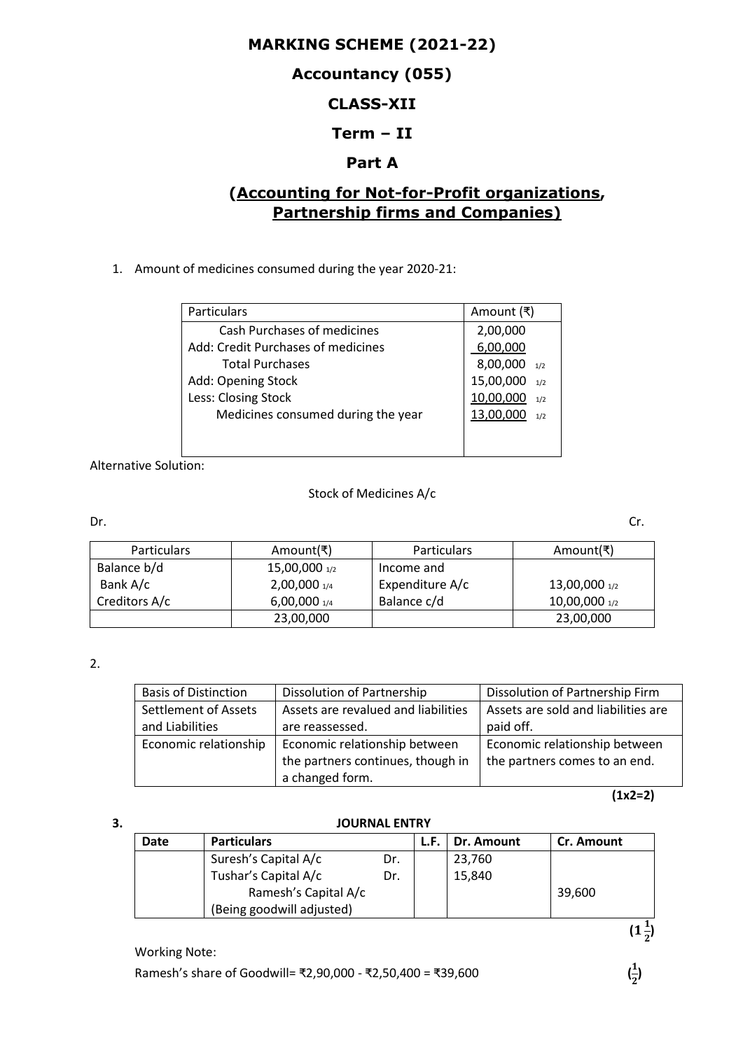# MARKING SCHEME (2021-22)

# Accountancy (055)

# CLASS-XII

# Term – II

# Part A

## (Accounting for Not-for-Profit organizations, Partnership firms and Companies)

1. Amount of medicines consumed during the year 2020-21:

| Particulars | Amount (₹) |
|---|---|
| Cash Purchases of medicines | 2,00,000 |
| Add: Credit Purchases of medicines | 6,00,000 |
| Total Purchases | 8,00,000 1/2 |
| Add: Opening Stock | 15,00,000 1/2 |
| Less: Closing Stock | 10,00,000 1/2 |
| Medicines consumed during the year | 13,00,000 1/2 |

Alternative Solution:

Stock of Medicines A/c

Dr. Cr.

| Particulars | Amount(₹) | Particulars | Amount(₹) |
|---|---|---|---|
| Balance b/d | 15,00,000 1/2 | Income and Expenditure A/c | 13,00,000 1/2 |
| Bank A/c | 2,00,000 1/4 | Balance c/d | 10,00,000 1/2 |
| Creditors A/c | 6,00,000 1/4 | | |
| | 23,00,000 | | 23,00,000 |

2.

| Basis of Distinction | Dissolution of Partnership | Dissolution of Partnership Firm |
|---|---|---|
| Settlement of Assets and Liabilities | Assets are revalued and liabilities are reassessed. | Assets are sold and liabilities are paid off. |
| Economic relationship | Economic relationship between the partners continues, though in a changed form. | Economic relationship between the partners comes to an end. |

**(1x2=2)**

**3.** **JOURNAL ENTRY**

| Date | Particulars | | L.F. | Dr. Amount | Cr. Amount |
|---|---|---|---|---|---|
| | Suresh's Capital A/c | Dr. | | 23,760 | |
| | Tushar's Capital A/c | Dr. | | 15,840 | |
| | Ramesh's Capital A/c | | | | 39,600 |
| | (Being goodwill adjusted) | | | | |

**$(1\frac{1}{2})$**

Working Note:

Ramesh's share of Goodwill= ₹2,90,000 - ₹2,50,400 = ₹39,600 **$(\frac{1}{2})$**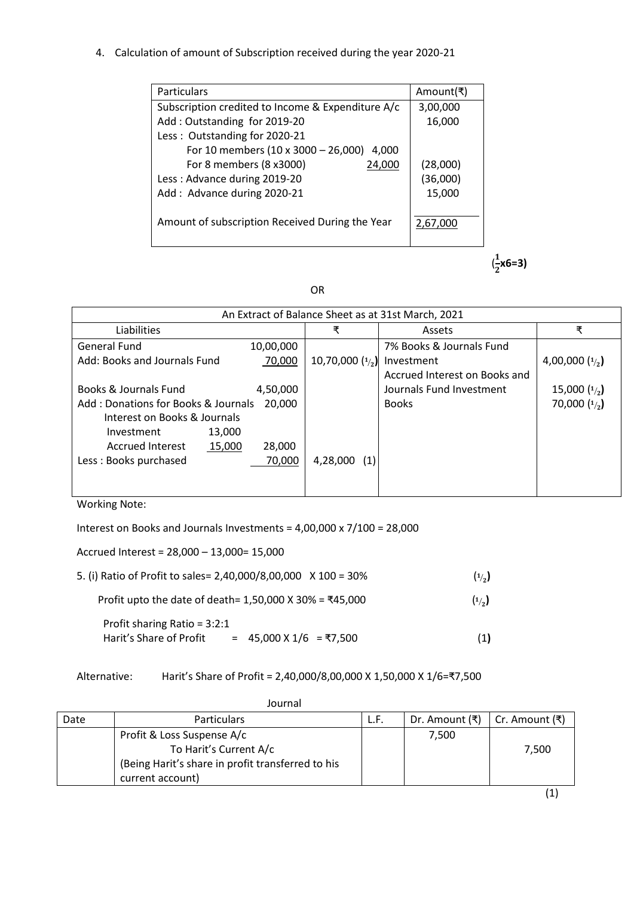4. Calculation of amount of Subscription received during the year 2020-21

| Particulars | | Amount(₹) |
|---|---|---|
| Subscription credited to Income & Expenditure A/c | | 3,00,000 |
| Add : Outstanding for 2019-20 | | 16,000 |
| Less : Outstanding for 2020-21 | | |
| For 10 members (10 x 3000 – 26,000) | 4,000 | |
| For 8 members (8 x3000) | 24,000 | (28,000) |
| Less : Advance during 2019-20 | | (36,000) |
| Add : Advance during 2020-21 | | 15,000 |
| Amount of subscription Received During the Year | | 2,67,000 |

$(\frac{1}{2} x 6=3)$

OR

An Extract of Balance Sheet as at 31st March, 2021

| Liabilities | | ₹ | Assets | ₹ |
|---|---|---|---|---|
| General Fund | 10,00,000 | | 7% Books & Journals Fund | |
| Add: Books and Journals Fund | 70,000 | 10,70,000 (1/2) | Investment | 4,00,000 (1/2) |
| | | | Accrued Interest on Books and | |
| Books & Journals Fund | 4,50,000 | | Journals Fund Investment | 15,000 (1/2) |
| Add : Donations for Books & Journals | 20,000 | | Books | 70,000 (1/2) |
| Interest on Books & Journals Investment 13,000 | | | | |
| Accrued Interest 15,000 | 28,000 | | | |
| Less : Books purchased | 70,000 | 4,28,000 (1) | | |

Working Note:

Interest on Books and Journals Investments = 4,00,000 x 7/100 = 28,000

Accrued Interest = 28,000 – 13,000= 15,000

5. (i) Ratio of Profit to sales= 2,40,000/8,00,000 X 100 = 30% (1/2)

Profit upto the date of death= 1,50,000 X 30% = ₹45,000 (1/2)

Profit sharing Ratio = 3:2:1
Harit's Share of Profit = 45,000 X 1/6 = ₹7,500 (1)

Alternative: Harit's Share of Profit = 2,40,000/8,00,000 X 1,50,000 X 1/6=₹7,500

Journal

| Date | Particulars | L.F. | Dr. Amount (₹) | Cr. Amount (₹) |
|---|---|---|---|---|
| | Profit & Loss Suspense A/c | | 7,500 | |
| | To Harit's Current A/c | | | 7,500 |
| | (Being Harit's share in profit transferred to his current account) | | | |

(1)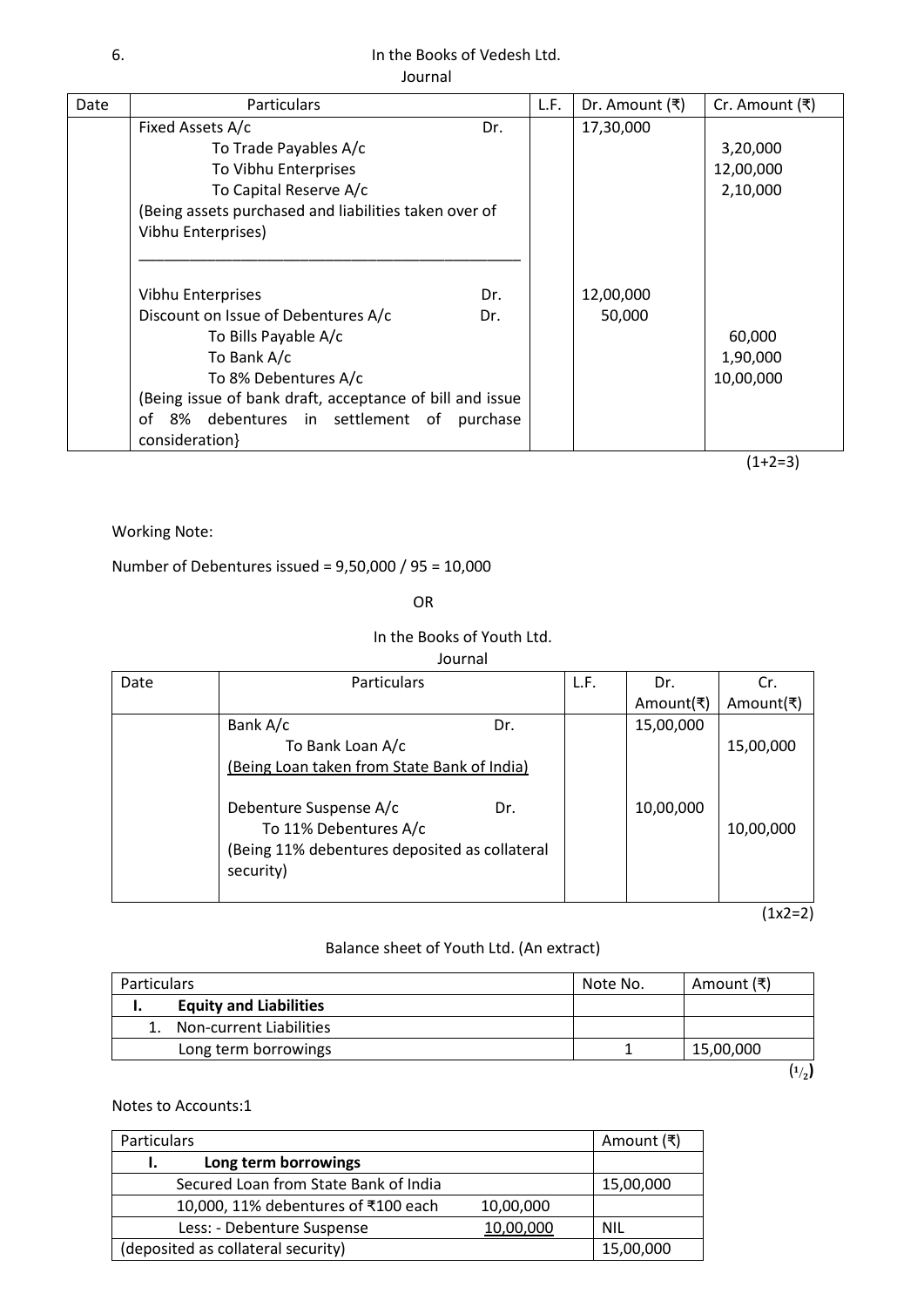6.

In the Books of Vedesh Ltd.

Journal

| Date | Particulars | L.F. | Dr. Amount (₹) | Cr. Amount (₹) |
|---|---|---|---|---|
| | Fixed Assets A/c Dr. | | 17,30,000 | |
| | To Trade Payables A/c | | | 3,20,000 |
| | To Vibhu Enterprises | | | 12,00,000 |
| | To Capital Reserve A/c | | | 2,10,000 |
| | (Being assets purchased and liabilities taken over of Vibhu Enterprises) | | | |
| | Vibhu Enterprises Dr. | | 12,00,000 | |
| | Discount on Issue of Debentures A/c Dr. | | 50,000 | |
| | To Bills Payable A/c | | | 60,000 |
| | To Bank A/c | | | 1,90,000 |
| | To 8% Debentures A/c | | | 10,00,000 |
| | (Being issue of bank draft, acceptance of bill and issue of 8% debentures in settlement of purchase consideration} | | | |

(1+2=3)

Working Note:

Number of Debentures issued = 9,50,000 / 95 = 10,000

OR

In the Books of Youth Ltd.

Journal

| Date | Particulars | L.F. | Dr. Amount(₹) | Cr. Amount(₹) |
|---|---|---|---|---|
| | Bank A/c Dr. | | 15,00,000 | |
| | To Bank Loan A/c | | | 15,00,000 |
| | (Being Loan taken from State Bank of India) | | | |
| | Debenture Suspense A/c Dr. | | 10,00,000 | |
| | To 11% Debentures A/c | | | 10,00,000 |
| | (Being 11% debentures deposited as collateral security) | | | |

(1x2=2)

Balance sheet of Youth Ltd. (An extract)

| Particulars | Note No. | Amount (₹) |
|---|---|---|
| **I. Equity and Liabilities** | | |
| 1. Non-current Liabilities | | |
| Long term borrowings | 1 | 15,00,000 |

(½)

Notes to Accounts:1

| Particulars | | Amount (₹) |
|---|---|---|
| **I. Long term borrowings** | | |
| Secured Loan from State Bank of India | | 15,00,000 |
| 10,000, 11% debentures of ₹100 each | 10,00,000 | |
| Less: - Debenture Suspense | 10,00,000 | NIL |
| (deposited as collateral security) | | 15,00,000 |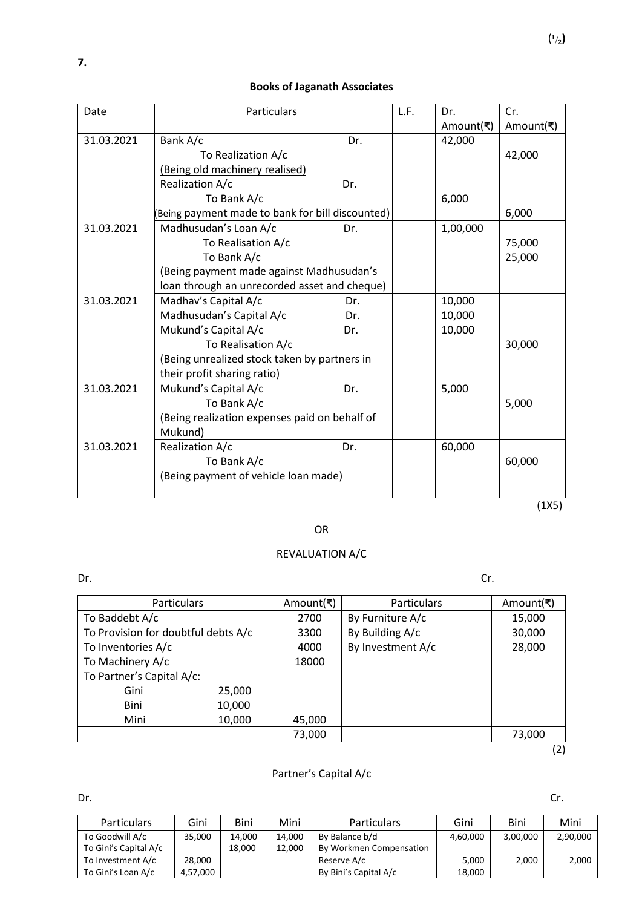(½)

**7.**

**Books of Jaganath Associates**

| Date | Particulars | L.F. | Dr. Amount(₹) | Cr. Amount(₹) |
|---|---|---|---|---|
| 31.03.2021 | Bank A/c Dr. | | 42,000 | |
| | To Realization A/c | | | 42,000 |
| | (Being old machinery realised) | | | |
| | Realization A/c Dr. | | | |
| | To Bank A/c | | 6,000 | |
| | (Being payment made to bank for bill discounted) | | | 6,000 |
| 31.03.2021 | Madhusudan's Loan A/c Dr. | | 1,00,000 | |
| | To Realisation A/c | | | 75,000 |
| | To Bank A/c | | | 25,000 |
| | (Being payment made against Madhusudan's loan through an unrecorded asset and cheque) | | | |
| 31.03.2021 | Madhav's Capital A/c Dr. | | 10,000 | |
| | Madhusudan's Capital A/c Dr. | | 10,000 | |
| | Mukund's Capital A/c Dr. | | 10,000 | |
| | To Realisation A/c | | | 30,000 |
| | (Being unrealized stock taken by partners in their profit sharing ratio) | | | |
| 31.03.2021 | Mukund's Capital A/c Dr. | | 5,000 | |
| | To Bank A/c | | | 5,000 |
| | (Being realization expenses paid on behalf of Mukund) | | | |
| 31.03.2021 | Realization A/c Dr. | | 60,000 | |
| | To Bank A/c | | | 60,000 |
| | (Being payment of vehicle loan made) | | | |

(1X5)

OR

REVALUATION A/C

Dr. Cr.

| Particulars | | Amount(₹) | Particulars | Amount(₹) |
|---|---|---|---|---|
| To Baddebt A/c | | 2700 | By Furniture A/c | 15,000 |
| To Provision for doubtful debts A/c | | 3300 | By Building A/c | 30,000 |
| To Inventories A/c | | 4000 | By Investment A/c | 28,000 |
| To Machinery A/c | | 18000 | | |
| To Partner's Capital A/c: | | | | |
| Gini | 25,000 | | | |
| Bini | 10,000 | | | |
| Mini | 10,000 | 45,000 | | |
| | | 73,000 | | 73,000 |

(2)

Partner's Capital A/c

Dr. Cr.

| Particulars | Gini | Bini | Mini | Particulars | Gini | Bini | Mini |
|---|---|---|---|---|---|---|---|
| To Goodwill A/c | 35,000 | 14,000 | 14,000 | By Balance b/d | 4,60,000 | 3,00,000 | 2,90,000 |
| To Gini's Capital A/c | | 18,000 | 12,000 | By Workmen Compensation Reserve A/c | 5,000 | 2,000 | 2,000 |
| To Investment A/c | 28,000 | | | By Bini's Capital A/c | 18,000 | | |
| To Gini's Loan A/c | 4,57,000 | | | | | | |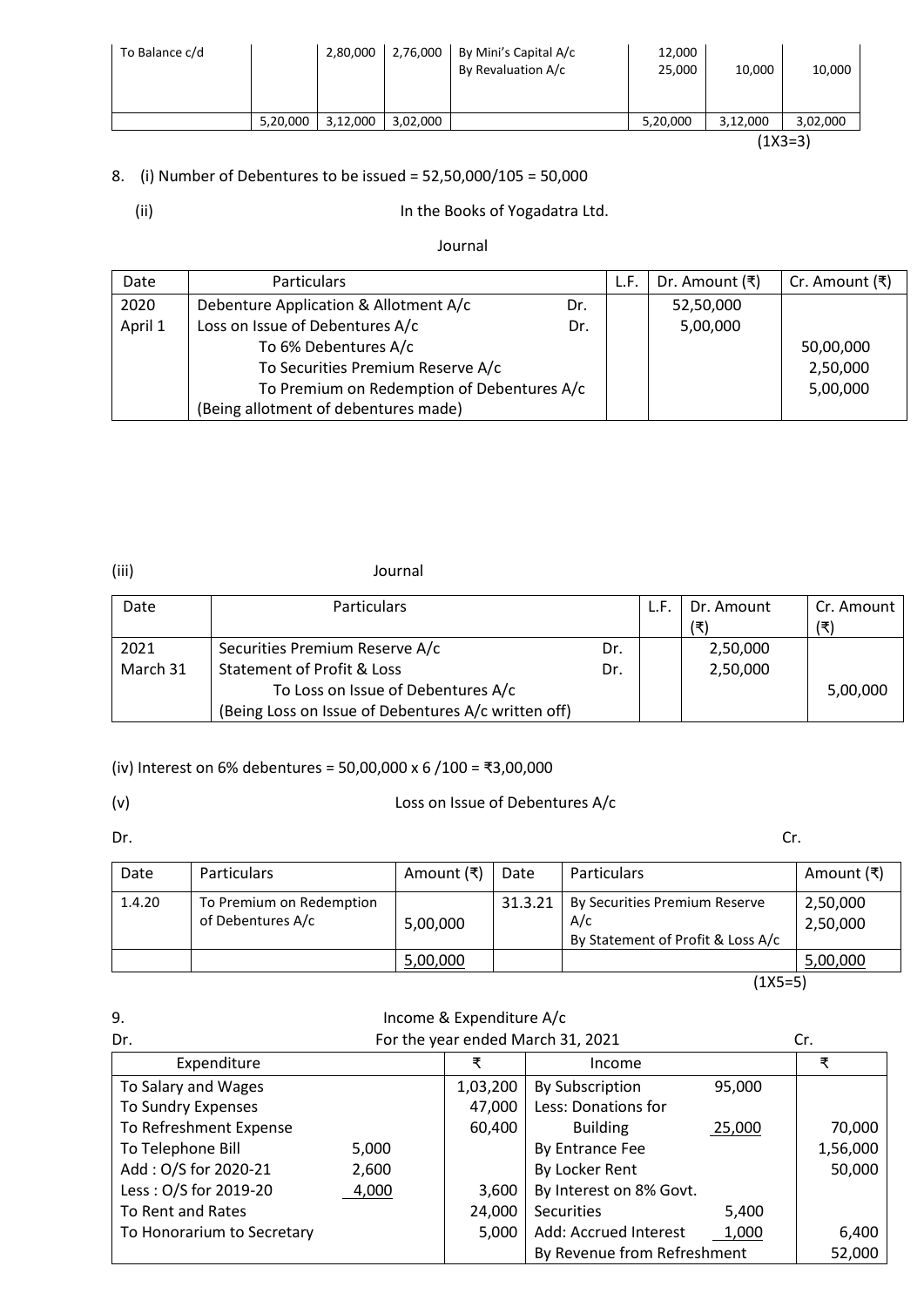| To Balance c/d | | 2,80,000 | 2,76,000 | By Mini's Capital A/c<br>By Revaluation A/c | 12,000<br>25,000 | 10,000 | 10,000 |
|---|---|---|---|---|---|---|---|
| | 5,20,000 | 3,12,000 | 3,02,000 | | 5,20,000 | 3,12,000 | 3,02,000 |

(1X3=3)

8. (i) Number of Debentures to be issued = 52,50,000/105 = 50,000

(ii) In the Books of Yogadatra Ltd.

Journal

| Date | Particulars | | L.F. | Dr. Amount (₹) | Cr. Amount (₹) |
|---|---|---|---|---|---|
| 2020<br>April 1 | Debenture Application & Allotment A/c<br>Loss on Issue of Debentures A/c<br>To 6% Debentures A/c<br>To Securities Premium Reserve A/c<br>To Premium on Redemption of Debentures A/c<br>(Being allotment of debentures made) | Dr.<br>Dr. | | 52,50,000<br>5,00,000 | <br><br>50,00,000<br>2,50,000<br>5,00,000 |

(iii) Journal

| Date | Particulars | | L.F. | Dr. Amount (₹) | Cr. Amount (₹) |
|---|---|---|---|---|---|
| 2021<br>March 31 | Securities Premium Reserve A/c<br>Statement of Profit & Loss<br>To Loss on Issue of Debentures A/c<br>(Being Loss on Issue of Debentures A/c written off) | Dr.<br>Dr. | | 2,50,000<br>2,50,000 | <br><br>5,00,000 |

(iv) Interest on 6% debentures = 50,00,000 x 6 /100 = ₹3,00,000

(v) Loss on Issue of Debentures A/c

Dr. Cr.

| Date | Particulars | Amount (₹) | Date | Particulars | Amount (₹) |
|---|---|---|---|---|---|
| 1.4.20 | To Premium on Redemption of Debentures A/c | 5,00,000 | 31.3.21 | By Securities Premium Reserve A/c<br>By Statement of Profit & Loss A/c | 2,50,000<br>2,50,000 |
| | | 5,00,000 | | | 5,00,000 |

(1X5=5)

9. Income & Expenditure A/c
For the year ended March 31, 2021

Dr. Cr.

| Expenditure | | ₹ | Income | | ₹ |
|---|---|---|---|---|---|
| To Salary and Wages | | 1,03,200 | By Subscription | 95,000 | |
| To Sundry Expenses | | 47,000 | Less: Donations for Building | 25,000 | 70,000 |
| To Refreshment Expense | | 60,400 | By Entrance Fee | | 1,56,000 |
| To Telephone Bill | 5,000 | | By Locker Rent | | 50,000 |
| Add : O/S for 2020-21 | 2,600 | | By Interest on 8% Govt. Securities | 5,400 | |
| Less : O/S for 2019-20 | 4,000 | 3,600 | Add: Accrued Interest | 1,000 | 6,400 |
| To Rent and Rates | | 24,000 | By Revenue from Refreshment | | 52,000 |
| To Honorarium to Secretary | | 5,000 | | | |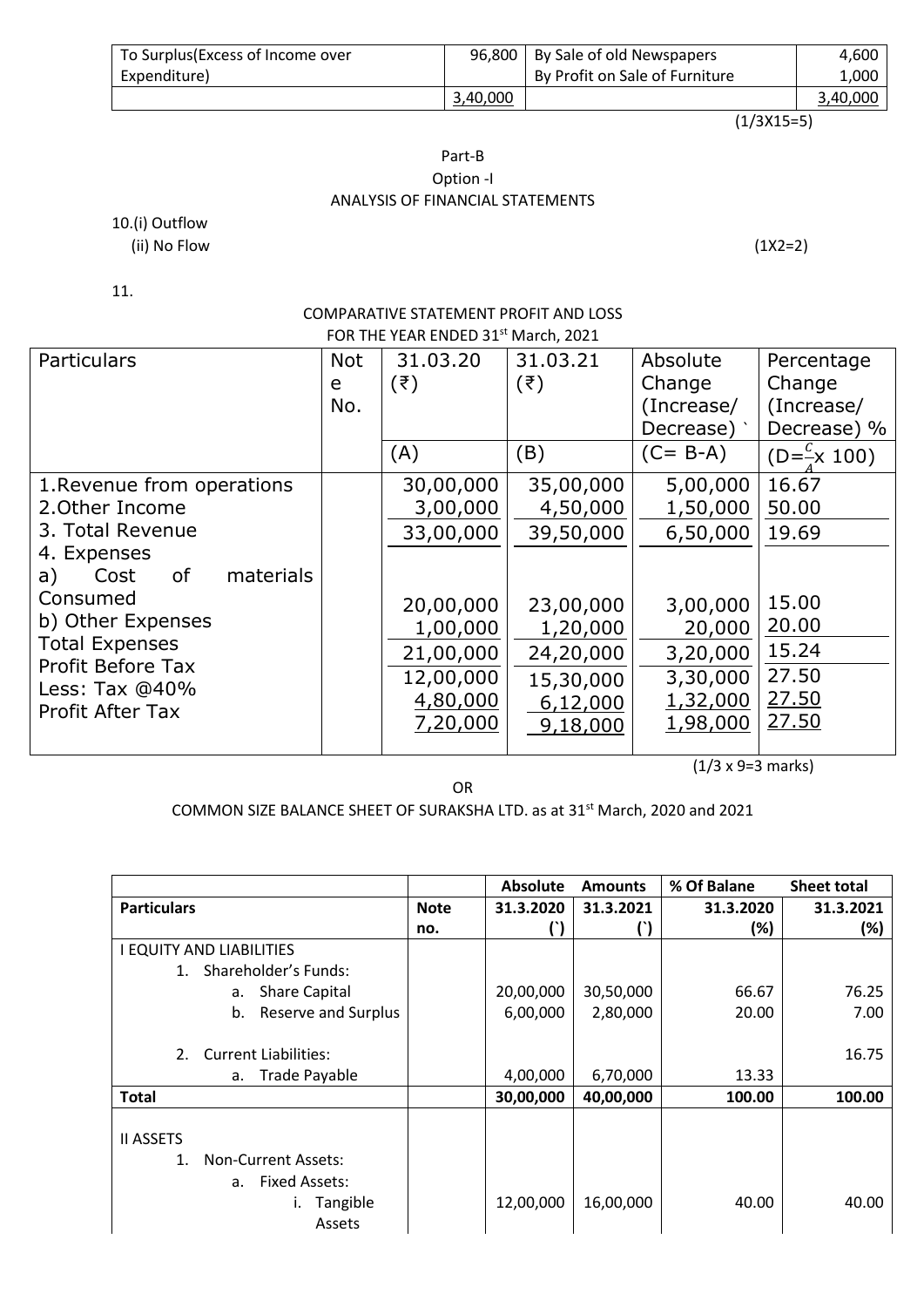| To Surplus(Excess of Income over Expenditure) | 96,800 | By Sale of old Newspapers | 4,600 |
|---|---|---|---|
| | | By Profit on Sale of Furniture | 1,000 |
| | 3,40,000 | | 3,40,000 |

(1/3X15=5)

Part-B

Option -I

ANALYSIS OF FINANCIAL STATEMENTS

10.(i) Outflow

(ii) No Flow (1X2=2)

11.

COMPARATIVE STATEMENT PROFIT AND LOSS
FOR THE YEAR ENDED 31st March, 2021

| Particulars | Note No. | 31.03.20 (₹) | 31.03.21 (₹) | Absolute Change (Increase/ Decrease) ` | Percentage Change (Increase/ Decrease) % |
|---|---|---|---|---|---|
| | | (A) | (B) | (C= B-A) | $(D=\frac{C}{A} x\ 100)$ |
| 1.Revenue from operations | | 30,00,000 | 35,00,000 | 5,00,000 | 16.67 |
| 2.Other Income | | 3,00,000 | 4,50,000 | 1,50,000 | 50.00 |
| 3. Total Revenue | | 33,00,000 | 39,50,000 | 6,50,000 | 19.69 |
| 4. Expenses | | | | | |
| a) Cost of materials Consumed | | 20,00,000 | 23,00,000 | 3,00,000 | 15.00 |
| b) Other Expenses | | 1,00,000 | 1,20,000 | 20,000 | 20.00 |
| Total Expenses | | 21,00,000 | 24,20,000 | 3,20,000 | 15.24 |
| Profit Before Tax | | 12,00,000 | 15,30,000 | 3,30,000 | 27.50 |
| Less: Tax @40% | | 4,80,000 | 6,12,000 | 1,32,000 | 27.50 |
| Profit After Tax | | 7,20,000 | 9,18,000 | 1,98,000 | 27.50 |

(1/3 x 9=3 marks)

OR

COMMON SIZE BALANCE SHEET OF SURAKSHA LTD. as at 31st March, 2020 and 2021

| | | Absolute | Amounts | % Of Balane | Sheet total |
|---|---|---|---|---|---|
| **Particulars** | **Note no.** | **31.3.2020 (`)** | **31.3.2021 (`)** | **31.3.2020 (%)** | **31.3.2021 (%)** |
| I EQUITY AND LIABILITIES | | | | | |
| 1. Shareholder's Funds: | | | | | |
| a. Share Capital | | 20,00,000 | 30,50,000 | 66.67 | 76.25 |
| b. Reserve and Surplus | | 6,00,000 | 2,80,000 | 20.00 | 7.00 |
| 2. Current Liabilities: | | | | | 16.75 |
| a. Trade Payable | | 4,00,000 | 6,70,000 | 13.33 | |
| **Total** | | **30,00,000** | **40,00,000** | **100.00** | **100.00** |
| II ASSETS | | | | | |
| 1. Non-Current Assets: | | | | | |
| a. Fixed Assets: | | | | | |
| i. Tangible Assets | | 12,00,000 | 16,00,000 | 40.00 | 40.00 |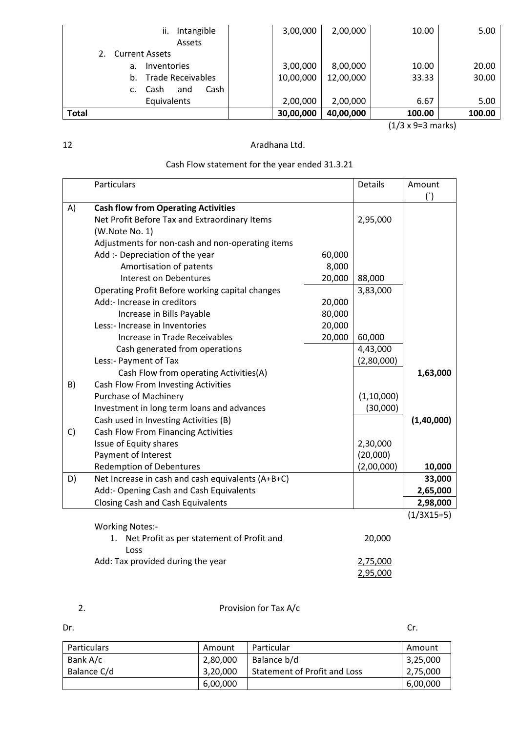| | | | | | |
|---|---|---|---|---|---|
| ii. Intangible Assets | | 3,00,000 | 2,00,000 | 10.00 | 5.00 |
| 2. Current Assets | | | | | |
| a. Inventories | | 3,00,000 | 8,00,000 | 10.00 | 20.00 |
| b. Trade Receivables | | 10,00,000 | 12,00,000 | 33.33 | 30.00 |
| c. Cash and Cash Equivalents | | 2,00,000 | 2,00,000 | 6.67 | 5.00 |
| **Total** | | **30,00,000** | **40,00,000** | **100.00** | **100.00** |

(1/3 x 9=3 marks)

12

Aradhana Ltd.

Cash Flow statement for the year ended 31.3.21

| | Particulars | | Details | Amount (`) |
|---|---|---|---|---|
| A) | **Cash flow from Operating Activities** | | | |
| | Net Profit Before Tax and Extraordinary Items (W.Note No. 1) | | 2,95,000 | |
| | Adjustments for non-cash and non-operating items | | | |
| | Add :- Depreciation of the year | 60,000 | | |
| | Amortisation of patents | 8,000 | | |
| | Interest on Debentures | 20,000 | 88,000 | |
| | Operating Profit Before working capital changes | | 3,83,000 | |
| | Add:- Increase in creditors | 20,000 | | |
| | Increase in Bills Payable | 80,000 | | |
| | Less:- Increase in Inventories | 20,000 | | |
| | Increase in Trade Receivables | 20,000 | 60,000 | |
| | Cash generated from operations | | 4,43,000 | |
| | Less:- Payment of Tax | | (2,80,000) | |
| | Cash Flow from operating Activities(A) | | | **1,63,000** |
| B) | Cash Flow From Investing Activities | | | |
| | Purchase of Machinery | | (1,10,000) | |
| | Investment in long term loans and advances | | (30,000) | |
| | Cash used in Investing Activities (B) | | | **(1,40,000)** |
| C) | Cash Flow From Financing Activities | | | |
| | Issue of Equity shares | | 2,30,000 | |
| | Payment of Interest | | (20,000) | |
| | Redemption of Debentures | | (2,00,000) | **10,000** |
| D) | Net Increase in cash and cash equivalents (A+B+C) | | | **33,000** |
| | Add:- Opening Cash and Cash Equivalents | | | **2,65,000** |
| | Closing Cash and Cash Equivalents | | | **2,98,000** |

(1/3X15=5)

Working Notes:-

1. Net Profit as per statement of Profit and Loss — 20,000

Add: Tax provided during the year — 2,75,000

2,95,000

2. Provision for Tax A/c

Dr. Cr.

| Particulars | Amount | Particular | Amount |
|---|---|---|---|
| Bank A/c | 2,80,000 | Balance b/d | 3,25,000 |
| Balance C/d | 3,20,000 | Statement of Profit and Loss | 2,75,000 |
| | 6,00,000 | | 6,00,000 |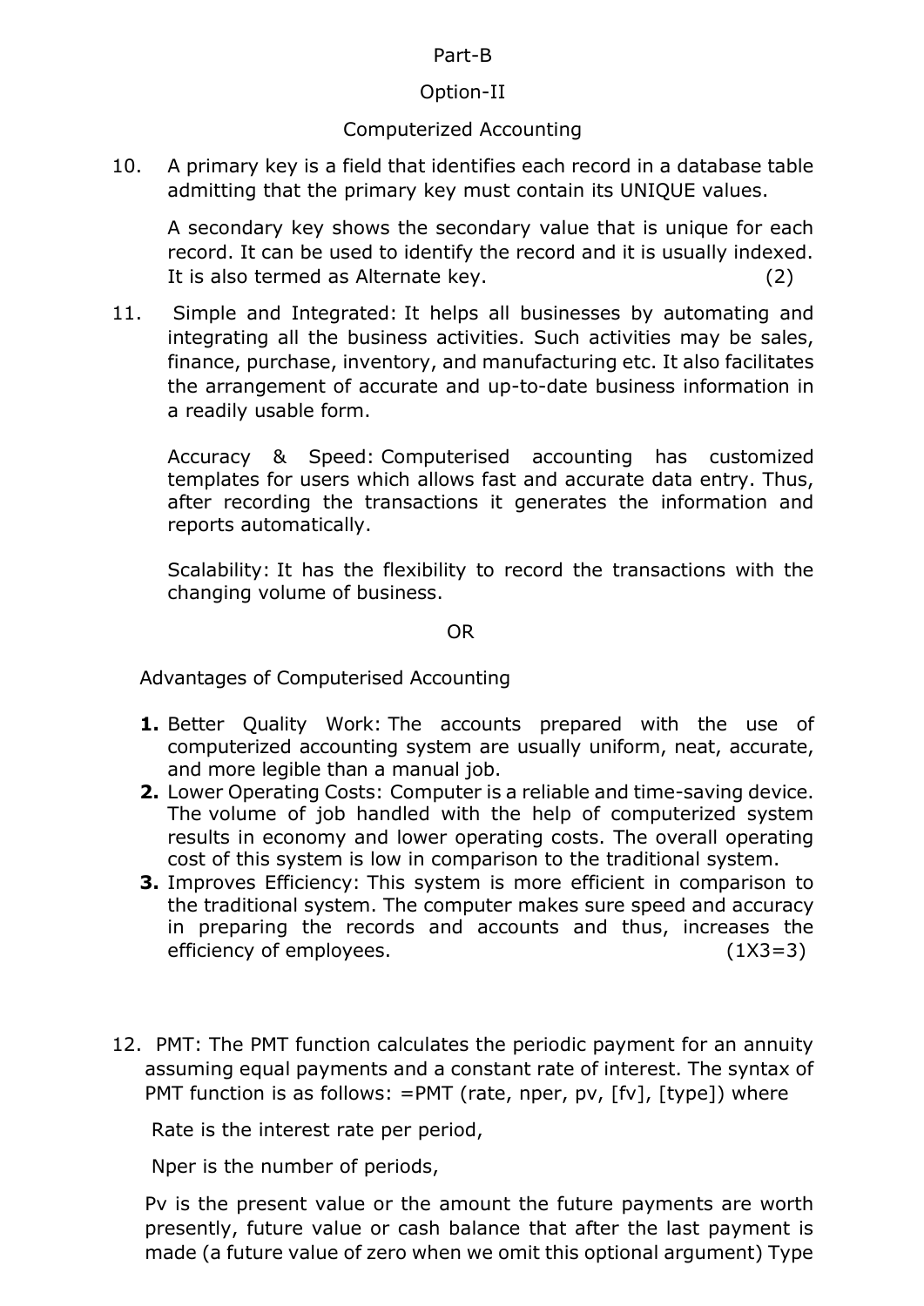Part-B

Option-II

Computerized Accounting

10. A primary key is a field that identifies each record in a database table admitting that the primary key must contain its UNIQUE values.

    A secondary key shows the secondary value that is unique for each record. It can be used to identify the record and it is usually indexed. It is also termed as Alternate key. (2)

11. Simple and Integrated: It helps all businesses by automating and integrating all the business activities. Such activities may be sales, finance, purchase, inventory, and manufacturing etc. It also facilitates the arrangement of accurate and up-to-date business information in a readily usable form.

    Accuracy & Speed: Computerised accounting has customized templates for users which allows fast and accurate data entry. Thus, after recording the transactions it generates the information and reports automatically.

    Scalability: It has the flexibility to record the transactions with the changing volume of business.

OR

Advantages of Computerised Accounting

1. Better Quality Work: The accounts prepared with the use of computerized accounting system are usually uniform, neat, accurate, and more legible than a manual job.
2. Lower Operating Costs: Computer is a reliable and time-saving device. The volume of job handled with the help of computerized system results in economy and lower operating costs. The overall operating cost of this system is low in comparison to the traditional system.
3. Improves Efficiency: This system is more efficient in comparison to the traditional system. The computer makes sure speed and accuracy in preparing the records and accounts and thus, increases the efficiency of employees. (1X3=3)

12. PMT: The PMT function calculates the periodic payment for an annuity assuming equal payments and a constant rate of interest. The syntax of PMT function is as follows: =PMT (rate, nper, pv, [fv], [type]) where

    Rate is the interest rate per period,

    Nper is the number of periods,

    Pv is the present value or the amount the future payments are worth presently, future value or cash balance that after the last payment is made (a future value of zero when we omit this optional argument) Type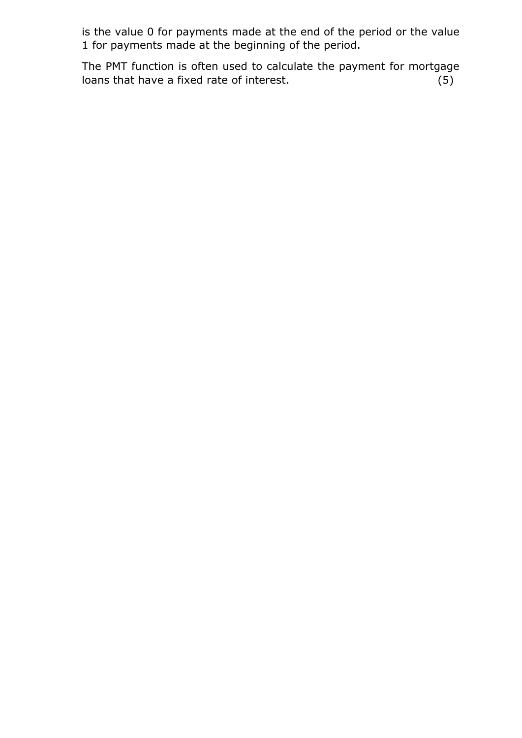is the value 0 for payments made at the end of the period or the value 1 for payments made at the beginning of the period.

The PMT function is often used to calculate the payment for mortgage loans that have a fixed rate of interest. (5)